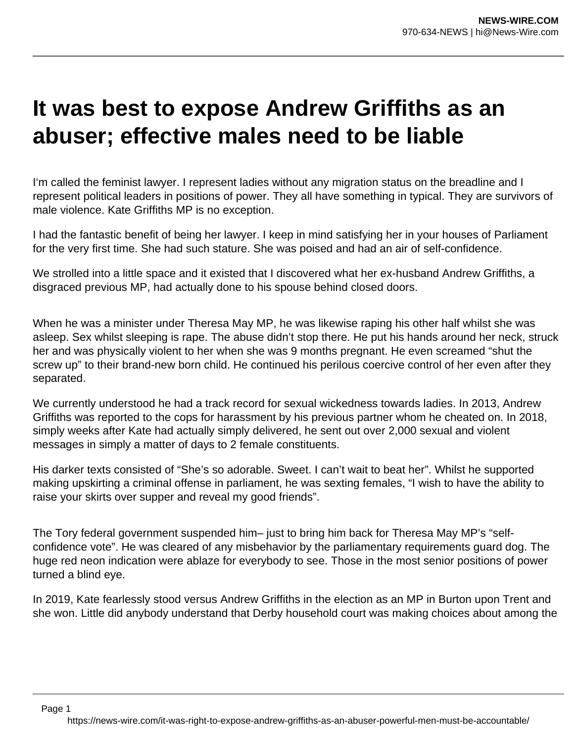# It was best to expose Andrew Griffiths as an abuser; effective males need to be liable

I'm called the feminist lawyer. I represent ladies without any migration status on the breadline and I represent political leaders in positions of power. They all have something in typical. They are survivors of male violence. Kate Griffiths MP is no exception.

I had the fantastic benefit of being her lawyer. I keep in mind satisfying her in your houses of Parliament for the very first time. She had such stature. She was poised and had an air of self-confidence.

We strolled into a little space and it existed that I discovered what her ex-husband Andrew Griffiths, a disgraced previous MP, had actually done to his spouse behind closed doors.

When he was a minister under Theresa May MP, he was likewise raping his other half whilst she was asleep. Sex whilst sleeping is rape. The abuse didn't stop there. He put his hands around her neck, struck her and was physically violent to her when she was 9 months pregnant. He even screamed "shut the screw up" to their brand-new born child. He continued his perilous coercive control of her even after they separated.

We currently understood he had a track record for sexual wickedness towards ladies. In 2013, Andrew Griffiths was reported to the cops for harassment by his previous partner whom he cheated on. In 2018, simply weeks after Kate had actually simply delivered, he sent out over 2,000 sexual and violent messages in simply a matter of days to 2 female constituents.

His darker texts consisted of "She's so adorable. Sweet. I can't wait to beat her". Whilst he supported making upskirting a criminal offense in parliament, he was sexting females, "I wish to have the ability to raise your skirts over supper and reveal my good friends".

The Tory federal government suspended him– just to bring him back for Theresa May MP's "self-confidence vote". He was cleared of any misbehavior by the parliamentary requirements guard dog. The huge red neon indication were ablaze for everybody to see. Those in the most senior positions of power turned a blind eye.

In 2019, Kate fearlessly stood versus Andrew Griffiths in the election as an MP in Burton upon Trent and she won. Little did anybody understand that Derby household court was making choices about among the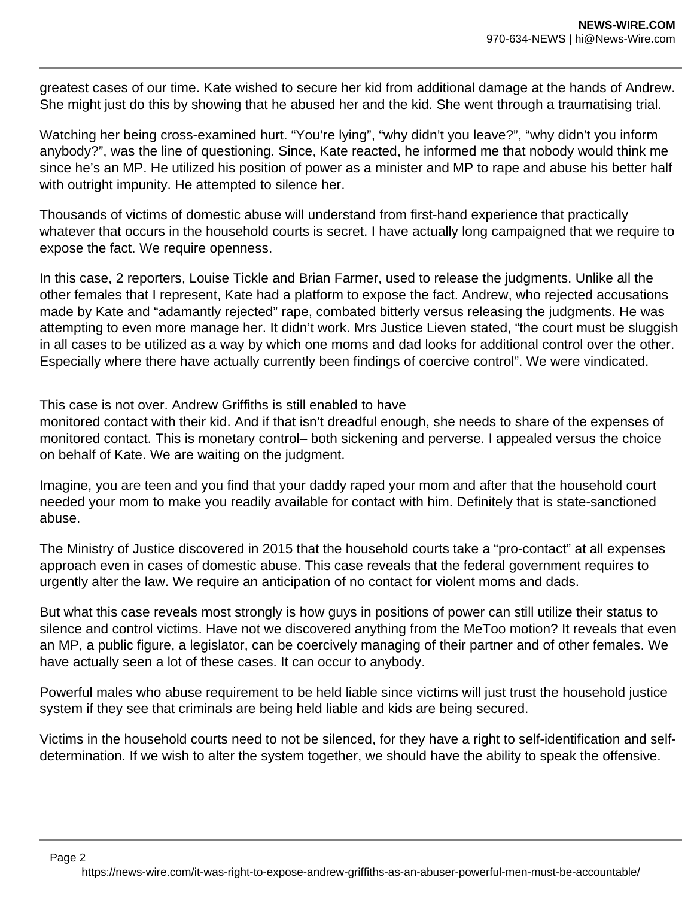greatest cases of our time. Kate wished to secure her kid from additional damage at the hands of Andrew. She might just do this by showing that he abused her and the kid. She went through a traumatising trial.

Watching her being cross-examined hurt. “You’re lying”, “why didn’t you leave?”, “why didn’t you inform anybody?”, was the line of questioning. Since, Kate reacted, he informed me that nobody would think me since he’s an MP. He utilized his position of power as a minister and MP to rape and abuse his better half with outright impunity. He attempted to silence her.

Thousands of victims of domestic abuse will understand from first-hand experience that practically whatever that occurs in the household courts is secret. I have actually long campaigned that we require to expose the fact. We require openness.

In this case, 2 reporters, Louise Tickle and Brian Farmer, used to release the judgments. Unlike all the other females that I represent, Kate had a platform to expose the fact. Andrew, who rejected accusations made by Kate and “adamantly rejected” rape, combated bitterly versus releasing the judgments. He was attempting to even more manage her. It didn’t work. Mrs Justice Lieven stated, “the court must be sluggish in all cases to be utilized as a way by which one moms and dad looks for additional control over the other. Especially where there have actually currently been findings of coercive control”. We were vindicated.

This case is not over. Andrew Griffiths is still enabled to have monitored contact with their kid. And if that isn’t dreadful enough, she needs to share of the expenses of monitored contact. This is monetary control– both sickening and perverse. I appealed versus the choice on behalf of Kate. We are waiting on the judgment.

Imagine, you are teen and you find that your daddy raped your mom and after that the household court needed your mom to make you readily available for contact with him. Definitely that is state-sanctioned abuse.

The Ministry of Justice discovered in 2015 that the household courts take a “pro-contact” at all expenses approach even in cases of domestic abuse. This case reveals that the federal government requires to urgently alter the law. We require an anticipation of no contact for violent moms and dads.

But what this case reveals most strongly is how guys in positions of power can still utilize their status to silence and control victims. Have not we discovered anything from the MeToo motion? It reveals that even an MP, a public figure, a legislator, can be coercively managing of their partner and of other females. We have actually seen a lot of these cases. It can occur to anybody.

Powerful males who abuse requirement to be held liable since victims will just trust the household justice system if they see that criminals are being held liable and kids are being secured.

Victims in the household courts need to not be silenced, for they have a right to self-identification and self-determination. If we wish to alter the system together, we should have the ability to speak the offensive.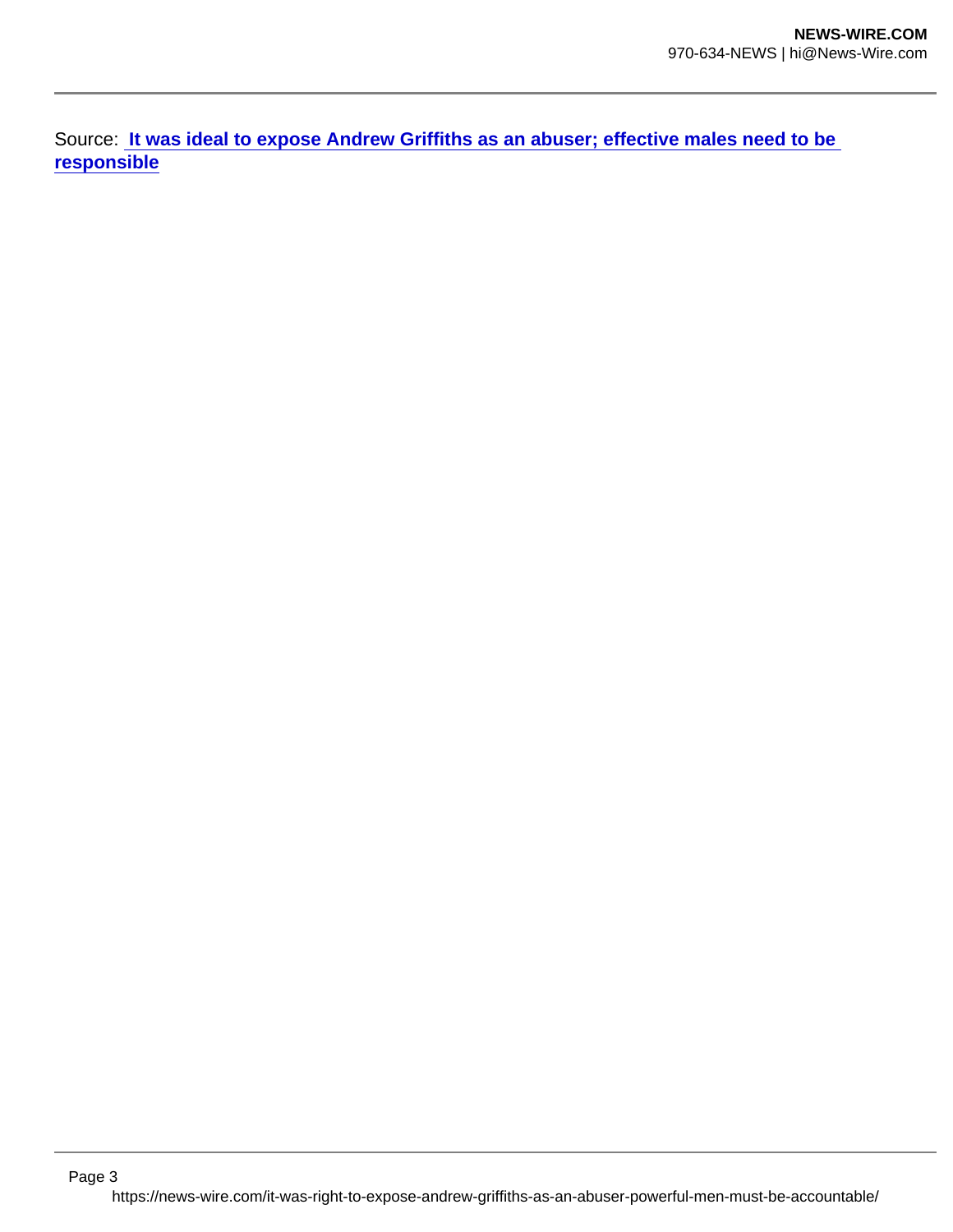Source: [It was ideal to expose Andrew Griffiths as an abuser; effective males need to be responsible](https://news-wire.com/it-was-right-to-expose-andrew-griffiths-as-an-abuser-powerful-men-must-be-accountable/)